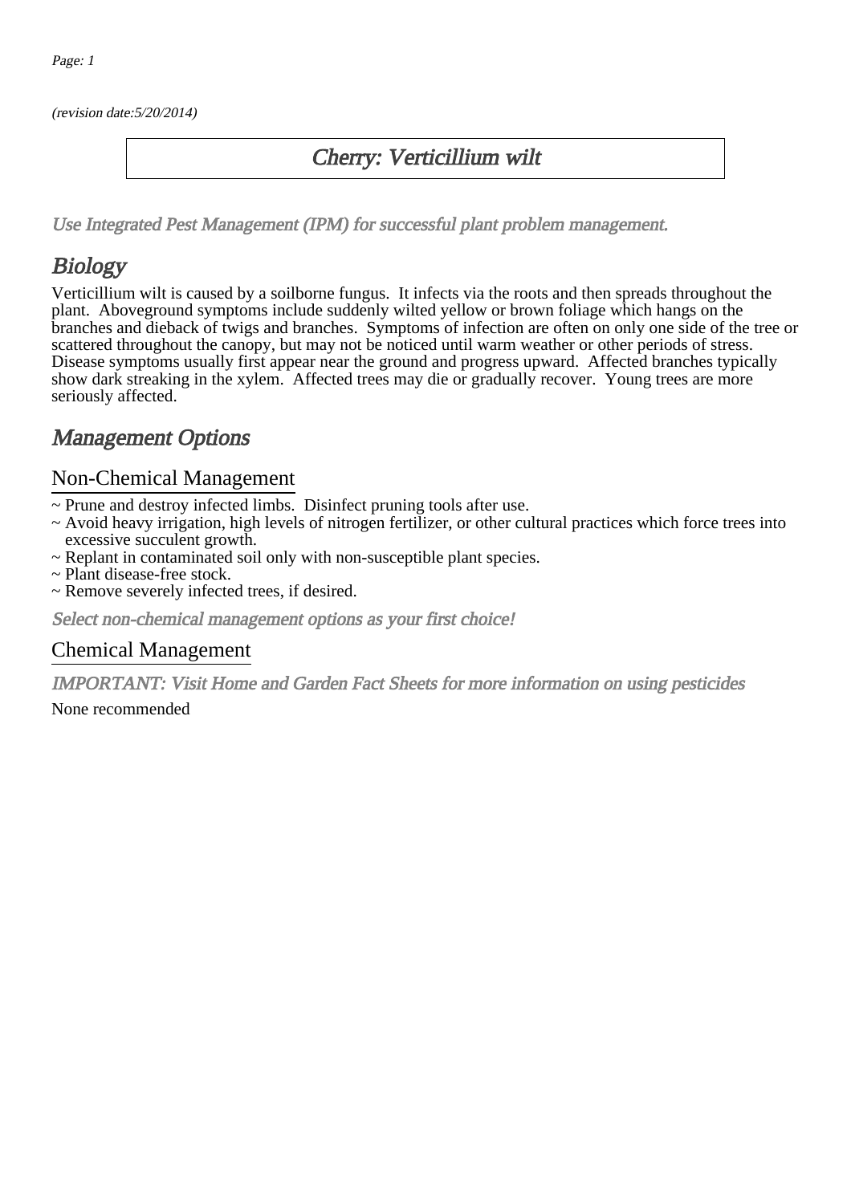(revision date:5/20/2014)

# Cherry: Verticillium wilt

*Use Integrated Pest Management (IPM) for successful plant problem management.*

## Biology

Verticillium wilt is caused by a soilborne fungus. It infects via the roots and then spreads throughout the plant. Aboveground symptoms include suddenly wilted yellow or brown foliage which hangs on the branches and dieback of twigs and branches. Symptoms of infection are often on only one side of the tree or scattered throughout the canopy, but may not be noticed until warm weather or other periods of stress. Disease symptoms usually first appear near the ground and progress upward. Affected branches typically show dark streaking in the xylem. Affected trees may die or gradually recover. Young trees are more seriously affected.

## Management Options

### Non-Chemical Management

~ Prune and destroy infected limbs. Disinfect pruning tools after use.
~ Avoid heavy irrigation, high levels of nitrogen fertilizer, or other cultural practices which force trees into excessive succulent growth.
~ Replant in contaminated soil only with non-susceptible plant species.
~ Plant disease-free stock.
~ Remove severely infected trees, if desired.

*Select non-chemical management options as your first choice!*

### Chemical Management

*IMPORTANT: Visit Home and Garden Fact Sheets for more information on using pesticides*

None recommended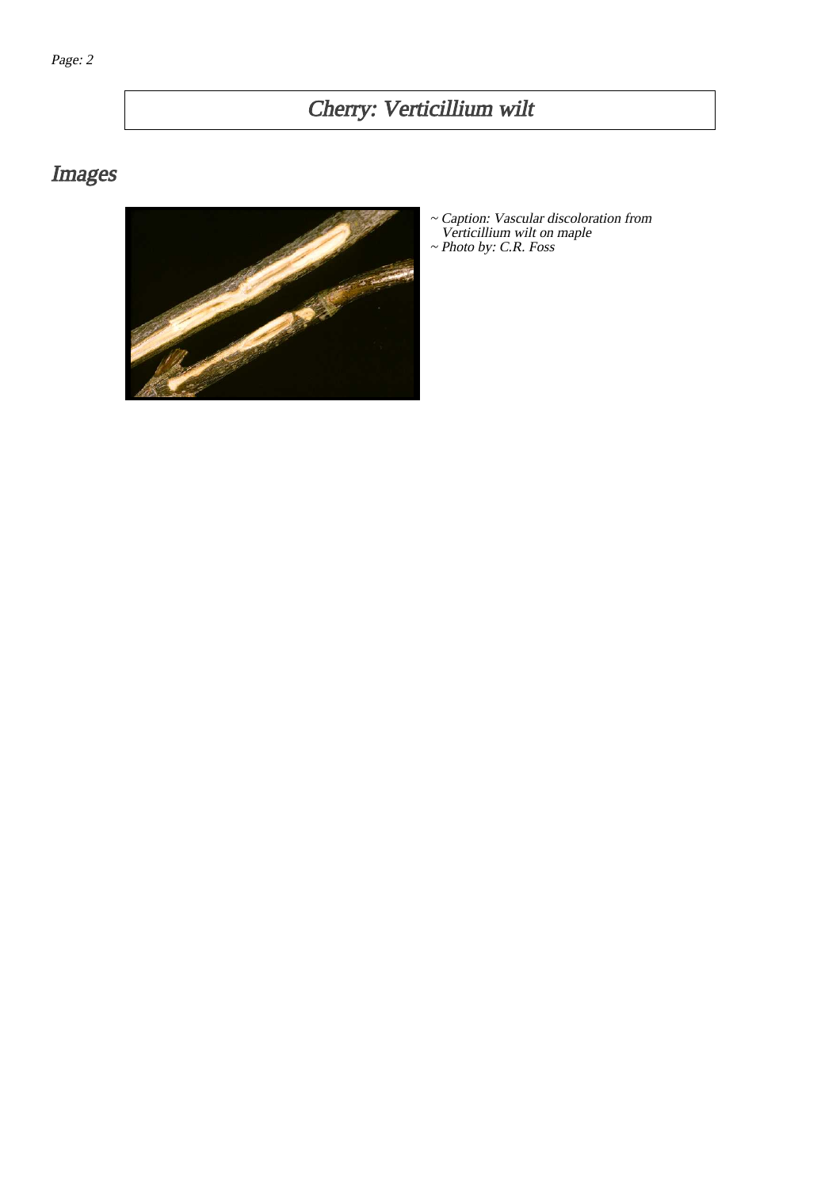# Cherry: Verticillium wilt

## Images

~ Caption: Vascular discoloration from Verticillium wilt on maple
~ Photo by: C.R. Foss